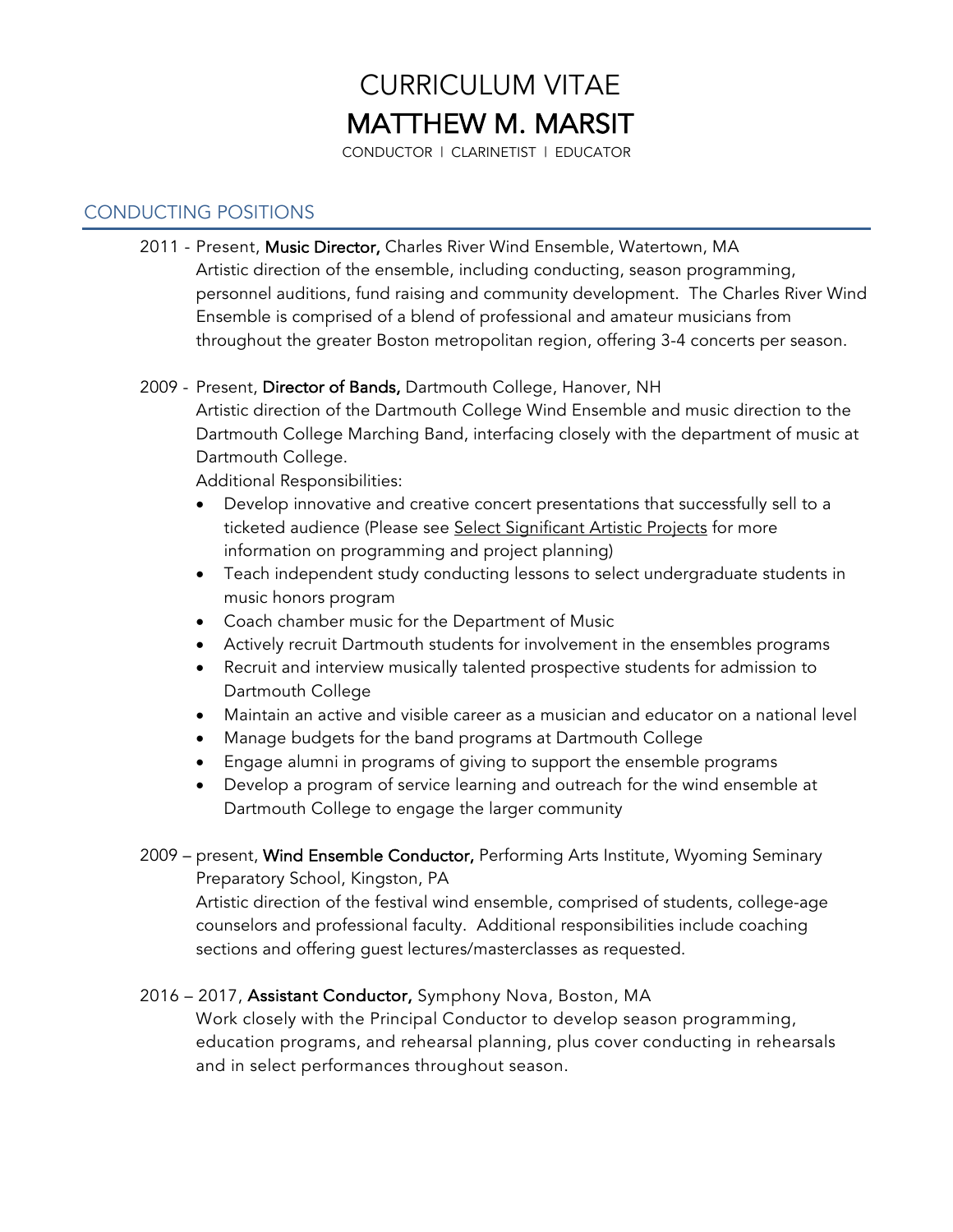# CURRICULUM VITAE
# MATTHEW M. MARSIT

CONDUCTOR | CLARINETIST | EDUCATOR

## CONDUCTING POSITIONS

2011 - Present, **Music Director,** Charles River Wind Ensemble, Watertown, MA
Artistic direction of the ensemble, including conducting, season programming, personnel auditions, fund raising and community development. The Charles River Wind Ensemble is comprised of a blend of professional and amateur musicians from throughout the greater Boston metropolitan region, offering 3-4 concerts per season.

2009 - Present, **Director of Bands,** Dartmouth College, Hanover, NH
Artistic direction of the Dartmouth College Wind Ensemble and music direction to the Dartmouth College Marching Band, interfacing closely with the department of music at Dartmouth College.
Additional Responsibilities:

- Develop innovative and creative concert presentations that successfully sell to a ticketed audience (Please see Select Significant Artistic Projects for more information on programming and project planning)
- Teach independent study conducting lessons to select undergraduate students in music honors program
- Coach chamber music for the Department of Music
- Actively recruit Dartmouth students for involvement in the ensembles programs
- Recruit and interview musically talented prospective students for admission to Dartmouth College
- Maintain an active and visible career as a musician and educator on a national level
- Manage budgets for the band programs at Dartmouth College
- Engage alumni in programs of giving to support the ensemble programs
- Develop a program of service learning and outreach for the wind ensemble at Dartmouth College to engage the larger community

2009 – present, **Wind Ensemble Conductor,** Performing Arts Institute, Wyoming Seminary Preparatory School, Kingston, PA
Artistic direction of the festival wind ensemble, comprised of students, college-age counselors and professional faculty. Additional responsibilities include coaching sections and offering guest lectures/masterclasses as requested.

2016 – 2017, **Assistant Conductor,** Symphony Nova, Boston, MA
Work closely with the Principal Conductor to develop season programming, education programs, and rehearsal planning, plus cover conducting in rehearsals and in select performances throughout season.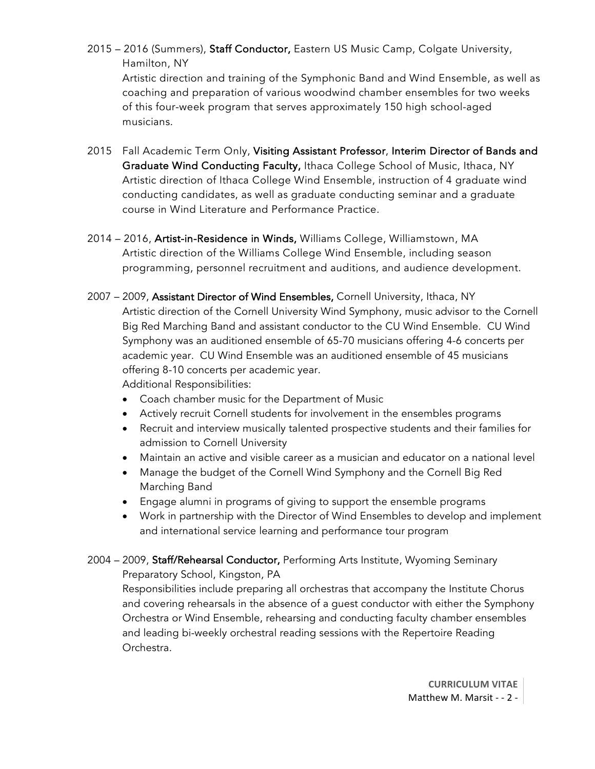2015 – 2016 (Summers), **Staff Conductor,** Eastern US Music Camp, Colgate University, Hamilton, NY

Artistic direction and training of the Symphonic Band and Wind Ensemble, as well as coaching and preparation of various woodwind chamber ensembles for two weeks of this four-week program that serves approximately 150 high school-aged musicians.

2015 Fall Academic Term Only, **Visiting Assistant Professor**, **Interim Director of Bands and Graduate Wind Conducting Faculty,** Ithaca College School of Music, Ithaca, NY

Artistic direction of Ithaca College Wind Ensemble, instruction of 4 graduate wind conducting candidates, as well as graduate conducting seminar and a graduate course in Wind Literature and Performance Practice.

2014 – 2016, **Artist-in-Residence in Winds,** Williams College, Williamstown, MA

Artistic direction of the Williams College Wind Ensemble, including season programming, personnel recruitment and auditions, and audience development.

2007 – 2009, **Assistant Director of Wind Ensembles,** Cornell University, Ithaca, NY

Artistic direction of the Cornell University Wind Symphony, music advisor to the Cornell Big Red Marching Band and assistant conductor to the CU Wind Ensemble. CU Wind Symphony was an auditioned ensemble of 65-70 musicians offering 4-6 concerts per academic year. CU Wind Ensemble was an auditioned ensemble of 45 musicians offering 8-10 concerts per academic year.

Additional Responsibilities:

- Coach chamber music for the Department of Music
- Actively recruit Cornell students for involvement in the ensembles programs
- Recruit and interview musically talented prospective students and their families for admission to Cornell University
- Maintain an active and visible career as a musician and educator on a national level
- Manage the budget of the Cornell Wind Symphony and the Cornell Big Red Marching Band
- Engage alumni in programs of giving to support the ensemble programs
- Work in partnership with the Director of Wind Ensembles to develop and implement and international service learning and performance tour program

2004 – 2009, **Staff/Rehearsal Conductor,** Performing Arts Institute, Wyoming Seminary Preparatory School, Kingston, PA

Responsibilities include preparing all orchestras that accompany the Institute Chorus and covering rehearsals in the absence of a guest conductor with either the Symphony Orchestra or Wind Ensemble, rehearsing and conducting faculty chamber ensembles and leading bi-weekly orchestral reading sessions with the Repertoire Reading Orchestra.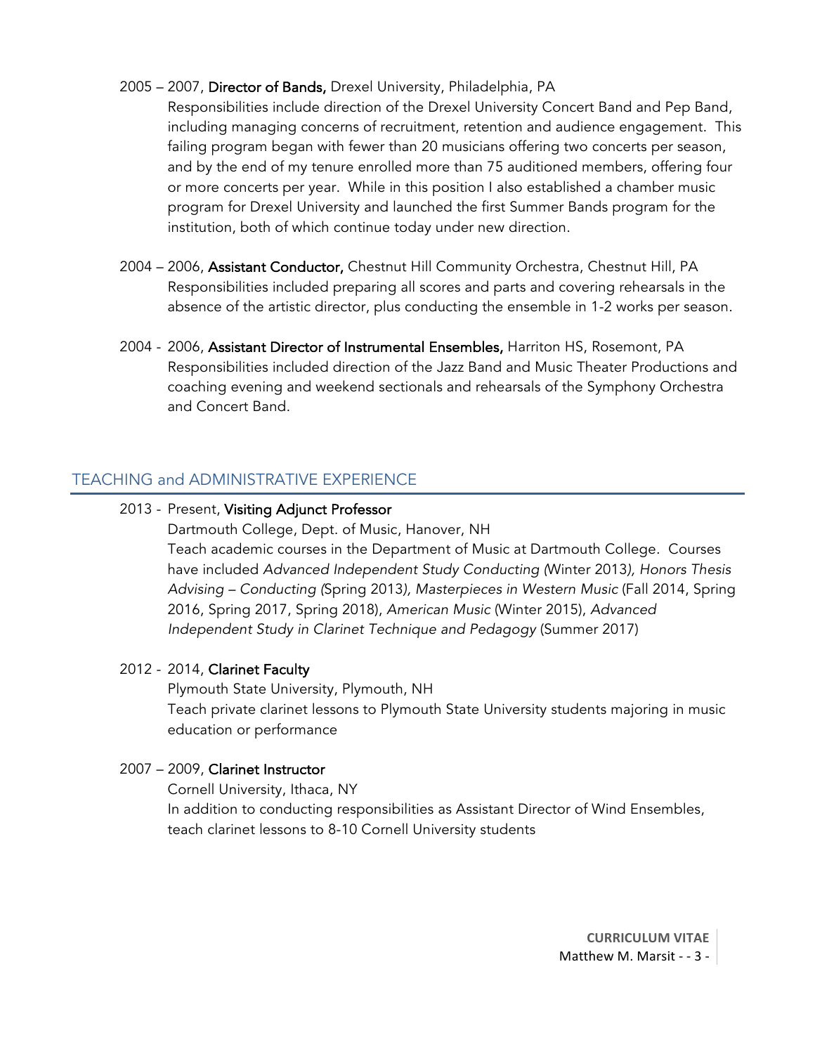2005 – 2007, **Director of Bands,** Drexel University, Philadelphia, PA
Responsibilities include direction of the Drexel University Concert Band and Pep Band, including managing concerns of recruitment, retention and audience engagement. This failing program began with fewer than 20 musicians offering two concerts per season, and by the end of my tenure enrolled more than 75 auditioned members, offering four or more concerts per year. While in this position I also established a chamber music program for Drexel University and launched the first Summer Bands program for the institution, both of which continue today under new direction.

2004 – 2006, **Assistant Conductor,** Chestnut Hill Community Orchestra, Chestnut Hill, PA
Responsibilities included preparing all scores and parts and covering rehearsals in the absence of the artistic director, plus conducting the ensemble in 1-2 works per season.

2004 - 2006, **Assistant Director of Instrumental Ensembles,** Harriton HS, Rosemont, PA
Responsibilities included direction of the Jazz Band and Music Theater Productions and coaching evening and weekend sectionals and rehearsals of the Symphony Orchestra and Concert Band.

## TEACHING and ADMINISTRATIVE EXPERIENCE

2013 - Present, **Visiting Adjunct Professor**
Dartmouth College, Dept. of Music, Hanover, NH
Teach academic courses in the Department of Music at Dartmouth College. Courses have included *Advanced Independent Study Conducting (*Winter 2013*), Honors Thesis Advising – Conducting (*Spring 2013*), Masterpieces in Western Music* (Fall 2014, Spring 2016, Spring 2017, Spring 2018), *American Music* (Winter 2015), *Advanced Independent Study in Clarinet Technique and Pedagogy* (Summer 2017)

2012 - 2014, **Clarinet Faculty**
Plymouth State University, Plymouth, NH
Teach private clarinet lessons to Plymouth State University students majoring in music education or performance

2007 – 2009, **Clarinet Instructor**
Cornell University, Ithaca, NY
In addition to conducting responsibilities as Assistant Director of Wind Ensembles, teach clarinet lessons to 8-10 Cornell University students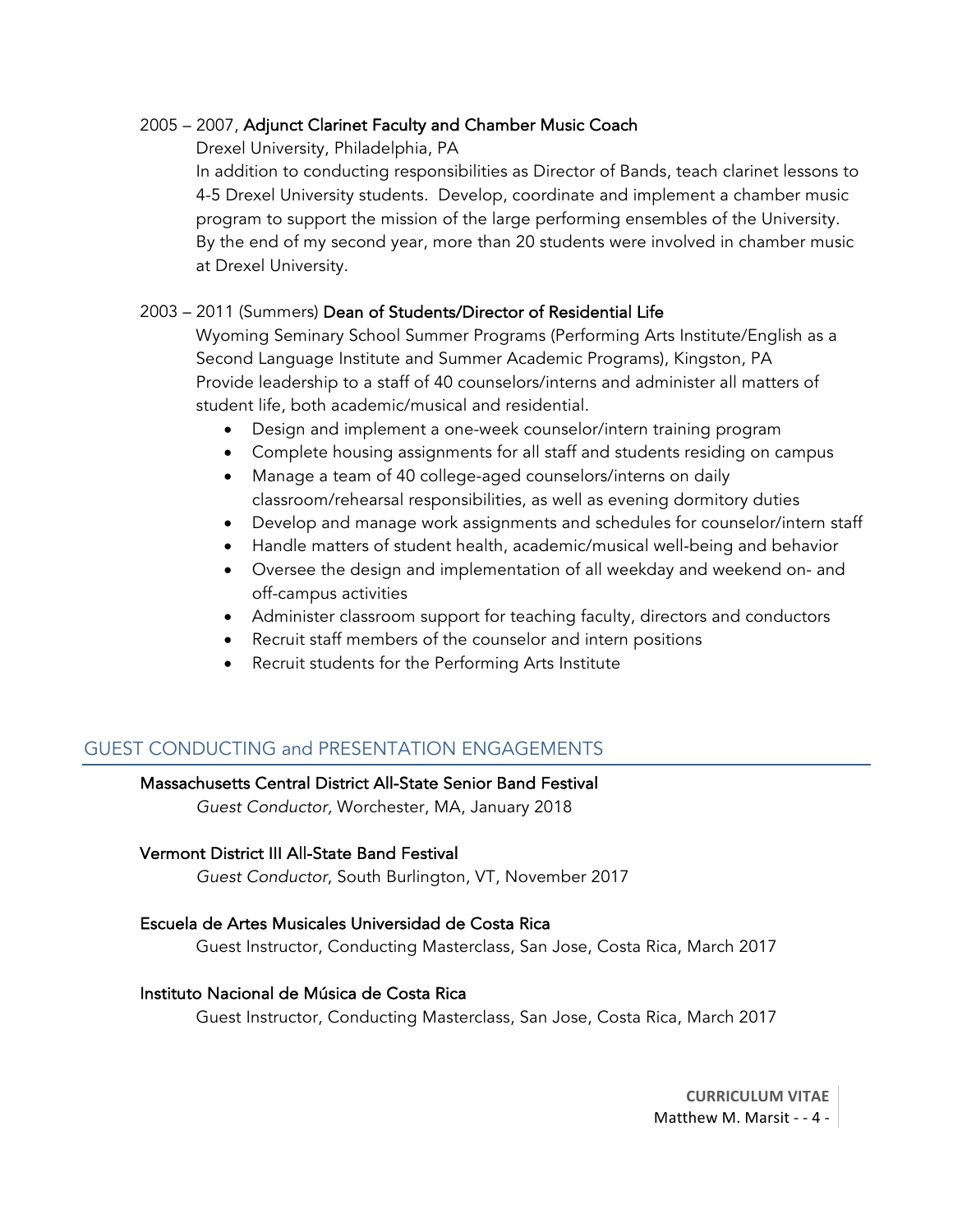2005 – 2007, **Adjunct Clarinet Faculty and Chamber Music Coach**

Drexel University, Philadelphia, PA

In addition to conducting responsibilities as Director of Bands, teach clarinet lessons to 4-5 Drexel University students. Develop, coordinate and implement a chamber music program to support the mission of the large performing ensembles of the University. By the end of my second year, more than 20 students were involved in chamber music at Drexel University.

2003 – 2011 (Summers) **Dean of Students/Director of Residential Life**

Wyoming Seminary School Summer Programs (Performing Arts Institute/English as a Second Language Institute and Summer Academic Programs), Kingston, PA

Provide leadership to a staff of 40 counselors/interns and administer all matters of student life, both academic/musical and residential.

- Design and implement a one-week counselor/intern training program
- Complete housing assignments for all staff and students residing on campus
- Manage a team of 40 college-aged counselors/interns on daily classroom/rehearsal responsibilities, as well as evening dormitory duties
- Develop and manage work assignments and schedules for counselor/intern staff
- Handle matters of student health, academic/musical well-being and behavior
- Oversee the design and implementation of all weekday and weekend on- and off-campus activities
- Administer classroom support for teaching faculty, directors and conductors
- Recruit staff members of the counselor and intern positions
- Recruit students for the Performing Arts Institute

## GUEST CONDUCTING and PRESENTATION ENGAGEMENTS

**Massachusetts Central District All-State Senior Band Festival**

*Guest Conductor,* Worchester, MA, January 2018

**Vermont District III All-State Band Festival**

*Guest Conductor*, South Burlington, VT, November 2017

**Escuela de Artes Musicales Universidad de Costa Rica**

Guest Instructor, Conducting Masterclass, San Jose, Costa Rica, March 2017

**Instituto Nacional de Música de Costa Rica**

Guest Instructor, Conducting Masterclass, San Jose, Costa Rica, March 2017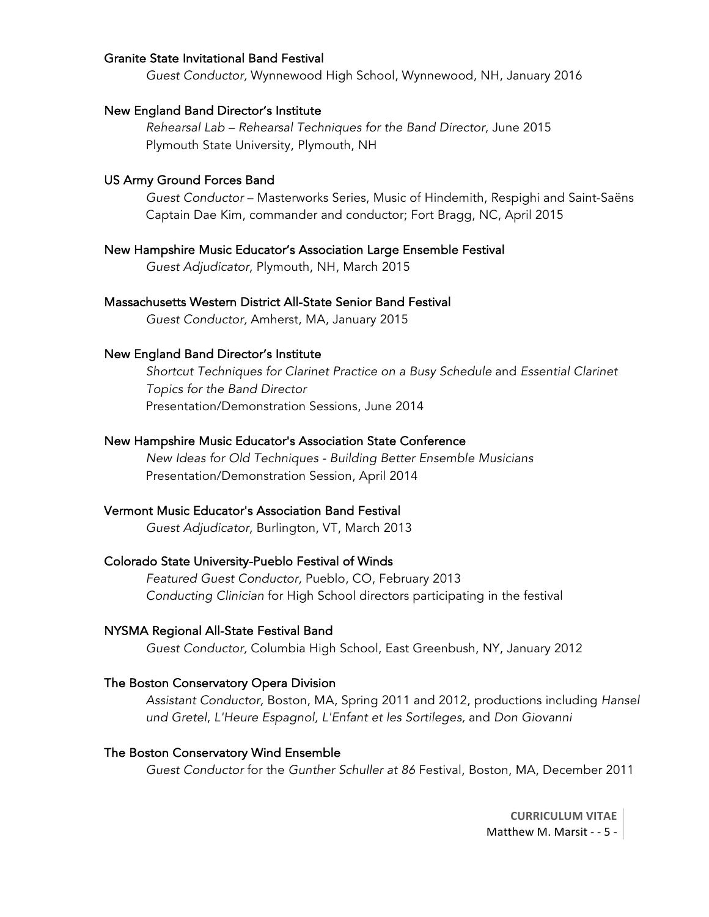Granite State Invitational Band Festival

*Guest Conductor,* Wynnewood High School, Wynnewood, NH, January 2016

New England Band Director's Institute

*Rehearsal Lab – Rehearsal Techniques for the Band Director,* June 2015
Plymouth State University, Plymouth, NH

US Army Ground Forces Band

*Guest Conductor* – Masterworks Series, Music of Hindemith, Respighi and Saint-Saëns
Captain Dae Kim, commander and conductor; Fort Bragg, NC, April 2015

New Hampshire Music Educator's Association Large Ensemble Festival

*Guest Adjudicator,* Plymouth, NH, March 2015

Massachusetts Western District All-State Senior Band Festival

*Guest Conductor,* Amherst, MA, January 2015

New England Band Director's Institute

*Shortcut Techniques for Clarinet Practice on a Busy Schedule* and *Essential Clarinet Topics for the Band Director*
Presentation/Demonstration Sessions, June 2014

New Hampshire Music Educator's Association State Conference

*New Ideas for Old Techniques - Building Better Ensemble Musicians*
Presentation/Demonstration Session, April 2014

Vermont Music Educator's Association Band Festival

*Guest Adjudicator,* Burlington, VT, March 2013

Colorado State University-Pueblo Festival of Winds

*Featured Guest Conductor,* Pueblo, CO, February 2013
*Conducting Clinician* for High School directors participating in the festival

NYSMA Regional All-State Festival Band

*Guest Conductor,* Columbia High School, East Greenbush, NY, January 2012

The Boston Conservatory Opera Division

*Assistant Conductor,* Boston, MA, Spring 2011 and 2012, productions including *Hansel und Gretel*, *L'Heure Espagnol, L'Enfant et les Sortileges,* and *Don Giovanni*

The Boston Conservatory Wind Ensemble

*Guest Conductor* for the *Gunther Schuller at 86* Festival, Boston, MA, December 2011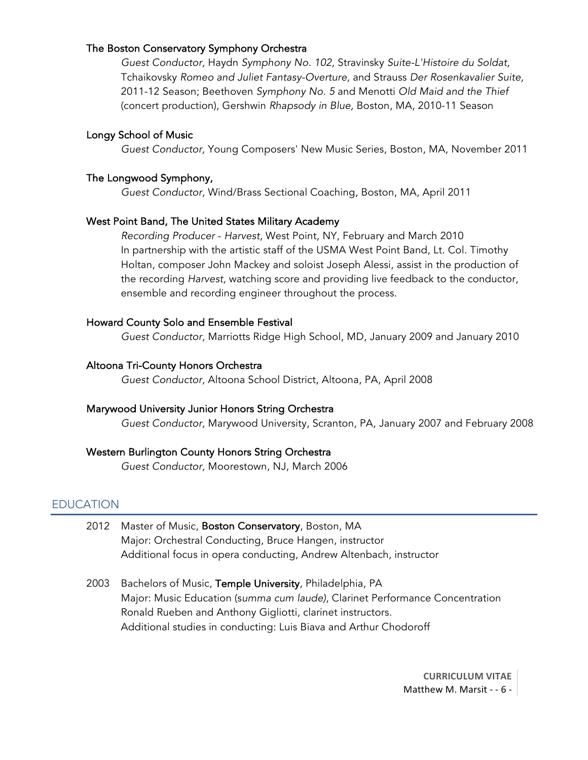**The Boston Conservatory Symphony Orchestra**

*Guest Conductor,* Haydn *Symphony No. 102,* Stravinsky *Suite-L'Histoire du Soldat,* Tchaikovsky *Romeo and Juliet Fantasy-Overture,* and Strauss *Der Rosenkavalier Suite,* 2011-12 Season; Beethoven *Symphony No. 5* and Menotti *Old Maid and the Thief* (concert production), Gershwin *Rhapsody in Blue,* Boston, MA, 2010-11 Season

**Longy School of Music**

*Guest Conductor,* Young Composers' New Music Series, Boston, MA, November 2011

**The Longwood Symphony,**

*Guest Conductor,* Wind/Brass Sectional Coaching, Boston, MA, April 2011

**West Point Band, The United States Military Academy**

*Recording Producer - Harvest*, West Point, NY, February and March 2010
In partnership with the artistic staff of the USMA West Point Band, Lt. Col. Timothy Holtan, composer John Mackey and soloist Joseph Alessi, assist in the production of the recording *Harvest,* watching score and providing live feedback to the conductor, ensemble and recording engineer throughout the process.

**Howard County Solo and Ensemble Festival**

*Guest Conductor,* Marriotts Ridge High School, MD, January 2009 and January 2010

**Altoona Tri-County Honors Orchestra**

*Guest Conductor,* Altoona School District, Altoona, PA, April 2008

**Marywood University Junior Honors String Orchestra**

*Guest Conductor,* Marywood University, Scranton, PA, January 2007 and February 2008

**Western Burlington County Honors String Orchestra**

*Guest Conductor,* Moorestown, NJ, March 2006

## EDUCATION

2012 Master of Music, **Boston Conservatory**, Boston, MA
Major: Orchestral Conducting, Bruce Hangen, instructor
Additional focus in opera conducting, Andrew Altenbach, instructor

2003 Bachelors of Music, **Temple University**, Philadelphia, PA
Major: Music Education (*summa cum laude)*, Clarinet Performance Concentration
Ronald Rueben and Anthony Gigliotti, clarinet instructors.
Additional studies in conducting: Luis Biava and Arthur Chodoroff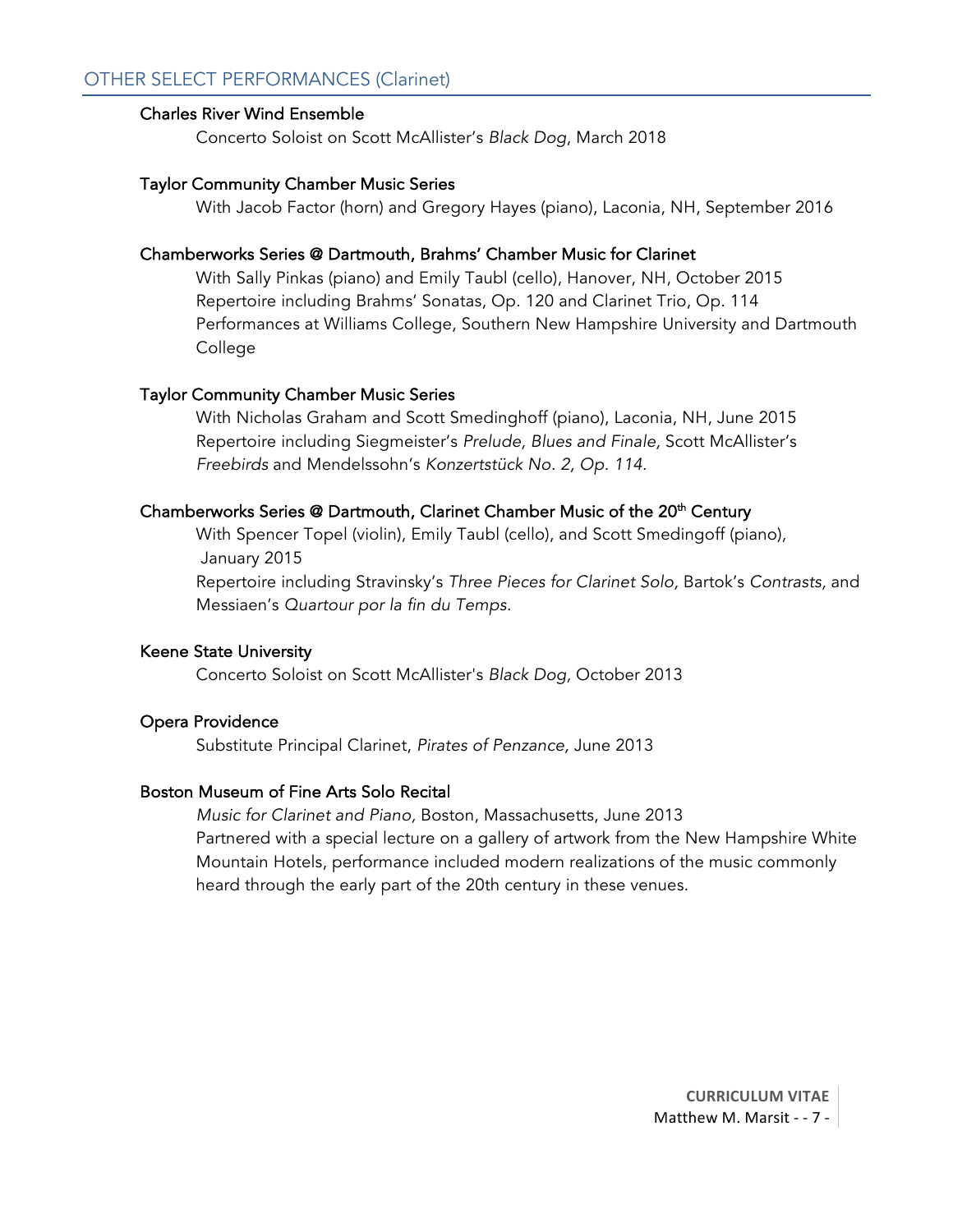## OTHER SELECT PERFORMANCES (Clarinet)

**Charles River Wind Ensemble**

Concerto Soloist on Scott McAllister's *Black Dog*, March 2018

**Taylor Community Chamber Music Series**

With Jacob Factor (horn) and Gregory Hayes (piano), Laconia, NH, September 2016

**Chamberworks Series @ Dartmouth, Brahms' Chamber Music for Clarinet**

With Sally Pinkas (piano) and Emily Taubl (cello), Hanover, NH, October 2015
Repertoire including Brahms' Sonatas, Op. 120 and Clarinet Trio, Op. 114
Performances at Williams College, Southern New Hampshire University and Dartmouth College

**Taylor Community Chamber Music Series**

With Nicholas Graham and Scott Smedinghoff (piano), Laconia, NH, June 2015
Repertoire including Siegmeister's *Prelude, Blues and Finale,* Scott McAllister's *Freebirds* and Mendelssohn's *Konzertstück No. 2, Op. 114.*

**Chamberworks Series @ Dartmouth, Clarinet Chamber Music of the 20th Century**

With Spencer Topel (violin), Emily Taubl (cello), and Scott Smedingoff (piano), January 2015
Repertoire including Stravinsky's *Three Pieces for Clarinet Solo*, Bartok's *Contrasts,* and Messiaen's *Quartour por la fin du Temps.*

**Keene State University**

Concerto Soloist on Scott McAllister's *Black Dog,* October 2013

**Opera Providence**

Substitute Principal Clarinet, *Pirates of Penzance,* June 2013

**Boston Museum of Fine Arts Solo Recital**

*Music for Clarinet and Piano,* Boston, Massachusetts, June 2013
Partnered with a special lecture on a gallery of artwork from the New Hampshire White Mountain Hotels, performance included modern realizations of the music commonly heard through the early part of the 20th century in these venues.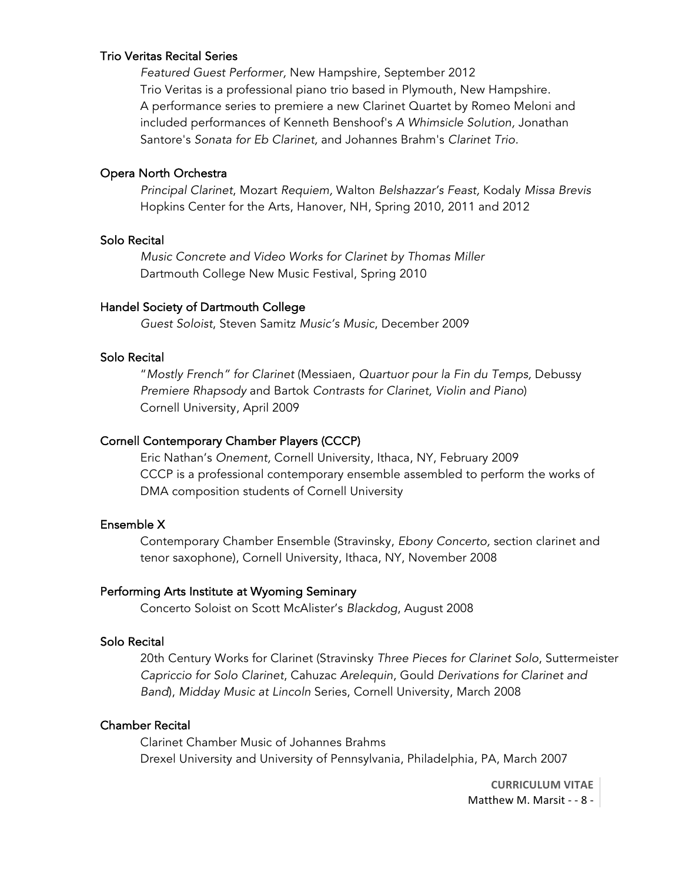### Trio Veritas Recital Series

*Featured Guest Performer*, New Hampshire, September 2012
Trio Veritas is a professional piano trio based in Plymouth, New Hampshire. A performance series to premiere a new Clarinet Quartet by Romeo Meloni and included performances of Kenneth Benshoof's *A Whimsicle Solution,* Jonathan Santore's *Sonata for Eb Clarinet,* and Johannes Brahm's *Clarinet Trio*.

### Opera North Orchestra

*Principal Clarinet*, Mozart *Requiem,* Walton *Belshazzar's Feast,* Kodaly *Missa Brevis*
Hopkins Center for the Arts, Hanover, NH, Spring 2010, 2011 and 2012

### Solo Recital

*Music Concrete and Video Works for Clarinet by Thomas Miller*
Dartmouth College New Music Festival, Spring 2010

### Handel Society of Dartmouth College

*Guest Soloist*, Steven Samitz *Music's Music*, December 2009

### Solo Recital

"*Mostly French" for Clarinet* (Messiaen, *Quartuor pour la Fin du Temps,* Debussy *Premiere Rhapsody* and Bartok *Contrasts for Clarinet, Violin and Piano*)
Cornell University, April 2009

### Cornell Contemporary Chamber Players (CCCP)

Eric Nathan's *Onement*, Cornell University, Ithaca, NY, February 2009
CCCP is a professional contemporary ensemble assembled to perform the works of DMA composition students of Cornell University

### Ensemble X

Contemporary Chamber Ensemble (Stravinsky, *Ebony Concerto,* section clarinet and tenor saxophone), Cornell University, Ithaca, NY, November 2008

### Performing Arts Institute at Wyoming Seminary

Concerto Soloist on Scott McAlister's *Blackdog*, August 2008

### Solo Recital

20th Century Works for Clarinet (Stravinsky *Three Pieces for Clarinet Solo*, Suttermeister *Capriccio for Solo Clarinet*, Cahuzac *Arelequin*, Gould *Derivations for Clarinet and Band*), *Midday Music at Lincoln* Series, Cornell University, March 2008

### Chamber Recital

Clarinet Chamber Music of Johannes Brahms
Drexel University and University of Pennsylvania, Philadelphia, PA, March 2007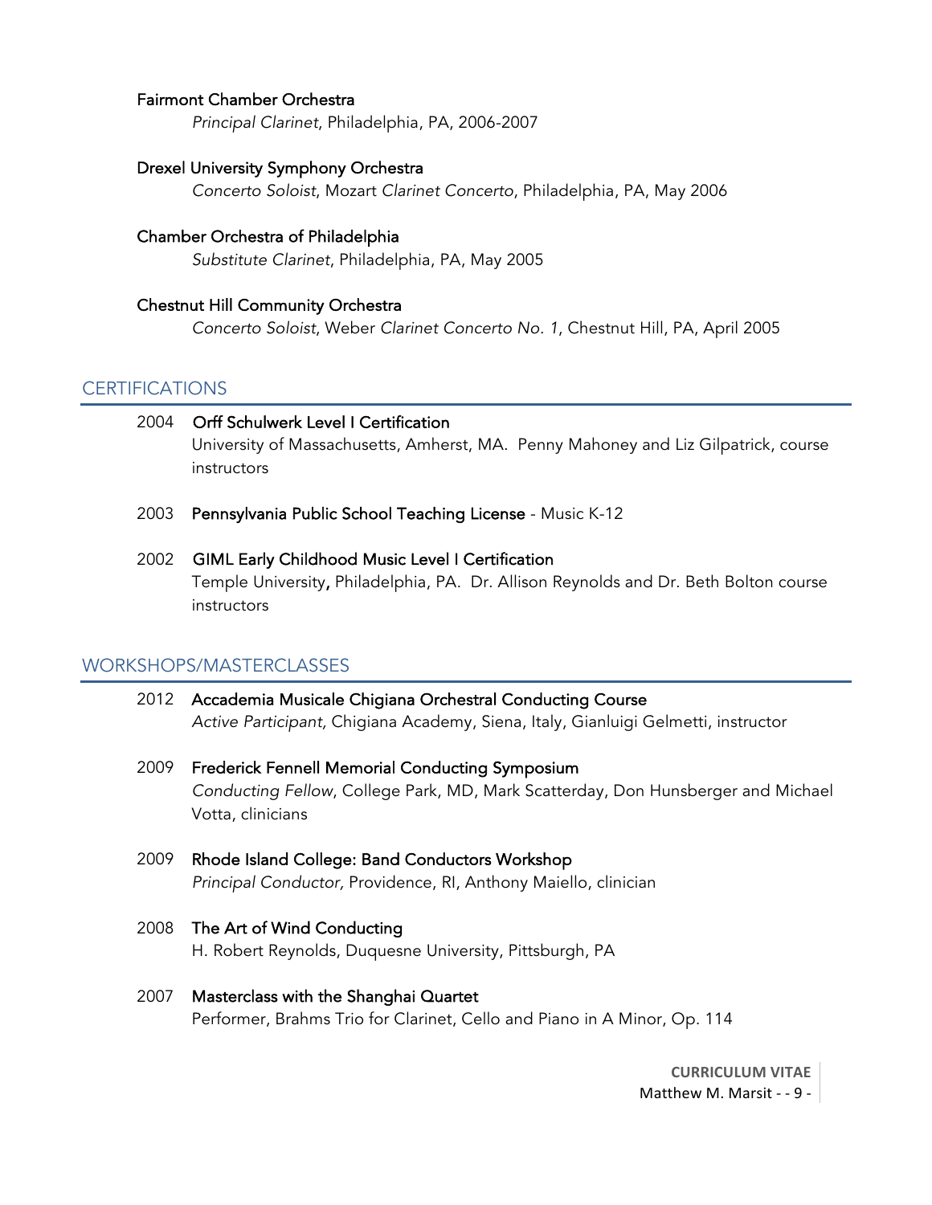**Fairmont Chamber Orchestra**
*Principal Clarinet*, Philadelphia, PA, 2006-2007

**Drexel University Symphony Orchestra**
*Concerto Soloist*, Mozart *Clarinet Concerto*, Philadelphia, PA, May 2006

**Chamber Orchestra of Philadelphia**
*Substitute Clarinet*, Philadelphia, PA, May 2005

**Chestnut Hill Community Orchestra**
*Concerto Soloist*, Weber *Clarinet Concerto No. 1*, Chestnut Hill, PA, April 2005

## CERTIFICATIONS

2004 **Orff Schulwerk Level I Certification**
University of Massachusetts, Amherst, MA. Penny Mahoney and Liz Gilpatrick, course instructors

2003 **Pennsylvania Public School Teaching License** - Music K-12

2002 **GIML Early Childhood Music Level I Certification**
Temple University, Philadelphia, PA. Dr. Allison Reynolds and Dr. Beth Bolton course instructors

## WORKSHOPS/MASTERCLASSES

2012 **Accademia Musicale Chigiana Orchestral Conducting Course**
*Active Participant,* Chigiana Academy, Siena, Italy, Gianluigi Gelmetti, instructor

2009 **Frederick Fennell Memorial Conducting Symposium**
*Conducting Fellow*, College Park, MD, Mark Scatterday, Don Hunsberger and Michael Votta, clinicians

2009 **Rhode Island College: Band Conductors Workshop**
*Principal Conductor,* Providence, RI, Anthony Maiello, clinician

2008 **The Art of Wind Conducting**
H. Robert Reynolds, Duquesne University, Pittsburgh, PA

2007 **Masterclass with the Shanghai Quartet**
Performer, Brahms Trio for Clarinet, Cello and Piano in A Minor, Op. 114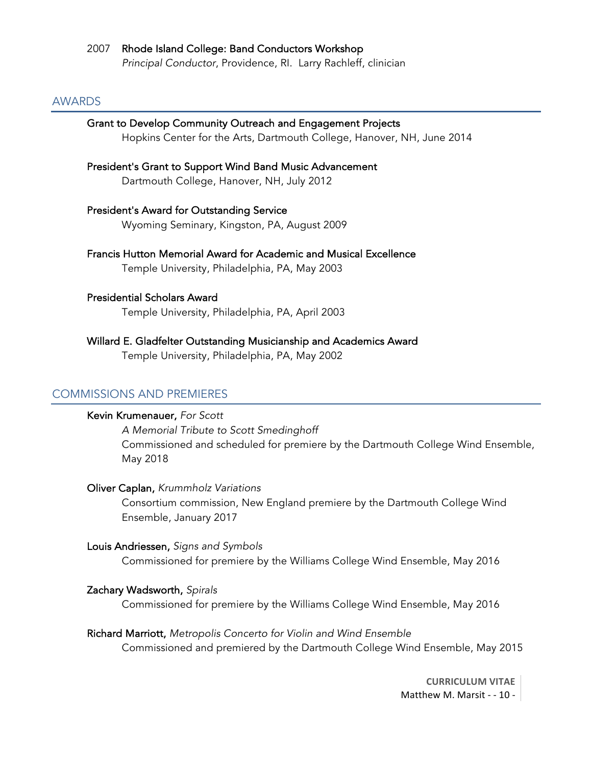2007 **Rhode Island College: Band Conductors Workshop**
*Principal Conductor*, Providence, RI. Larry Rachleff, clinician

## AWARDS

**Grant to Develop Community Outreach and Engagement Projects**
Hopkins Center for the Arts, Dartmouth College, Hanover, NH, June 2014

**President's Grant to Support Wind Band Music Advancement**
Dartmouth College, Hanover, NH, July 2012

**President's Award for Outstanding Service**
Wyoming Seminary, Kingston, PA, August 2009

**Francis Hutton Memorial Award for Academic and Musical Excellence**
Temple University, Philadelphia, PA, May 2003

**Presidential Scholars Award**
Temple University, Philadelphia, PA, April 2003

**Willard E. Gladfelter Outstanding Musicianship and Academics Award**
Temple University, Philadelphia, PA, May 2002

## COMMISSIONS AND PREMIERES

**Kevin Krumenauer,** *For Scott*
*A Memorial Tribute to Scott Smedinghoff*
Commissioned and scheduled for premiere by the Dartmouth College Wind Ensemble, May 2018

**Oliver Caplan,** *Krummholz Variations*
Consortium commission, New England premiere by the Dartmouth College Wind Ensemble, January 2017

**Louis Andriessen,** *Signs and Symbols*
Commissioned for premiere by the Williams College Wind Ensemble, May 2016

**Zachary Wadsworth,** *Spirals*
Commissioned for premiere by the Williams College Wind Ensemble, May 2016

**Richard Marriott,** *Metropolis Concerto for Violin and Wind Ensemble*
Commissioned and premiered by the Dartmouth College Wind Ensemble, May 2015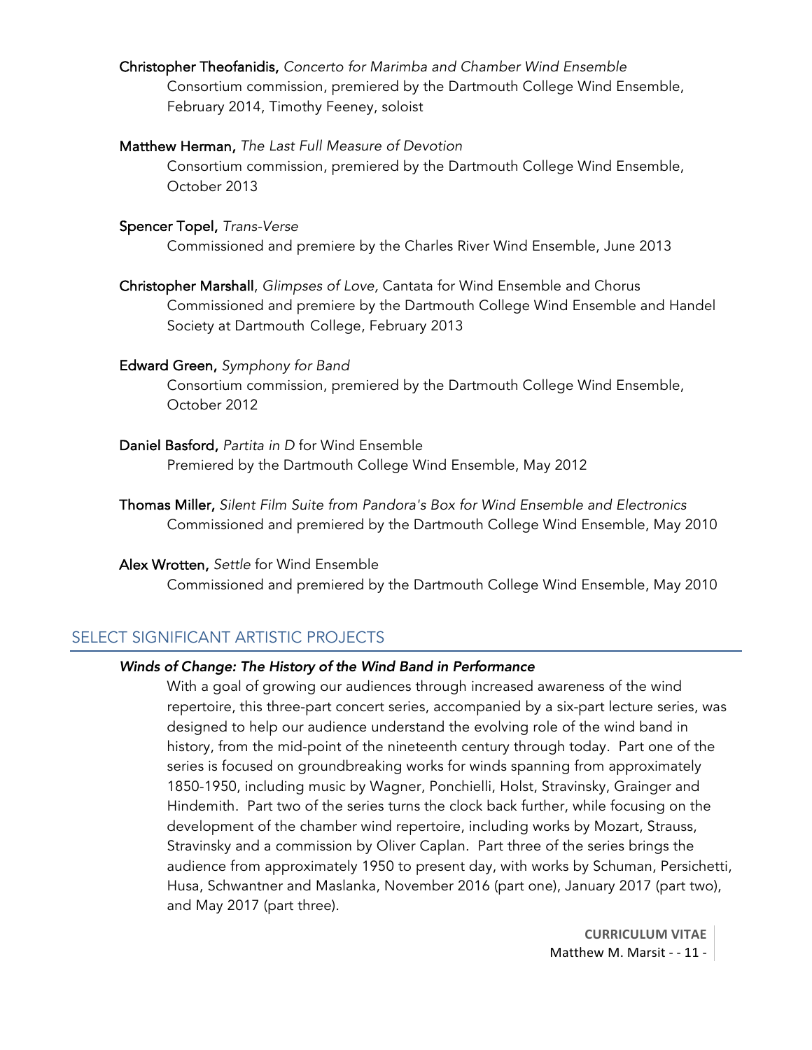**Christopher Theofanidis,** *Concerto for Marimba and Chamber Wind Ensemble*
Consortium commission, premiered by the Dartmouth College Wind Ensemble, February 2014, Timothy Feeney, soloist

**Matthew Herman,** *The Last Full Measure of Devotion*
Consortium commission, premiered by the Dartmouth College Wind Ensemble, October 2013

**Spencer Topel,** *Trans-Verse*
Commissioned and premiere by the Charles River Wind Ensemble, June 2013

**Christopher Marshall**, *Glimpses of Love,* Cantata for Wind Ensemble and Chorus
Commissioned and premiere by the Dartmouth College Wind Ensemble and Handel Society at Dartmouth College, February 2013

**Edward Green,** *Symphony for Band*
Consortium commission, premiered by the Dartmouth College Wind Ensemble, October 2012

**Daniel Basford,** *Partita in D* for Wind Ensemble
Premiered by the Dartmouth College Wind Ensemble, May 2012

**Thomas Miller,** *Silent Film Suite from Pandora's Box for Wind Ensemble and Electronics*
Commissioned and premiered by the Dartmouth College Wind Ensemble, May 2010

**Alex Wrotten,** *Settle* for Wind Ensemble
Commissioned and premiered by the Dartmouth College Wind Ensemble, May 2010

## SELECT SIGNIFICANT ARTISTIC PROJECTS

***Winds of Change: The History of the Wind Band in Performance***

With a goal of growing our audiences through increased awareness of the wind repertoire, this three-part concert series, accompanied by a six-part lecture series, was designed to help our audience understand the evolving role of the wind band in history, from the mid-point of the nineteenth century through today. Part one of the series is focused on groundbreaking works for winds spanning from approximately 1850-1950, including music by Wagner, Ponchielli, Holst, Stravinsky, Grainger and Hindemith. Part two of the series turns the clock back further, while focusing on the development of the chamber wind repertoire, including works by Mozart, Strauss, Stravinsky and a commission by Oliver Caplan. Part three of the series brings the audience from approximately 1950 to present day, with works by Schuman, Persichetti, Husa, Schwantner and Maslanka, November 2016 (part one), January 2017 (part two), and May 2017 (part three).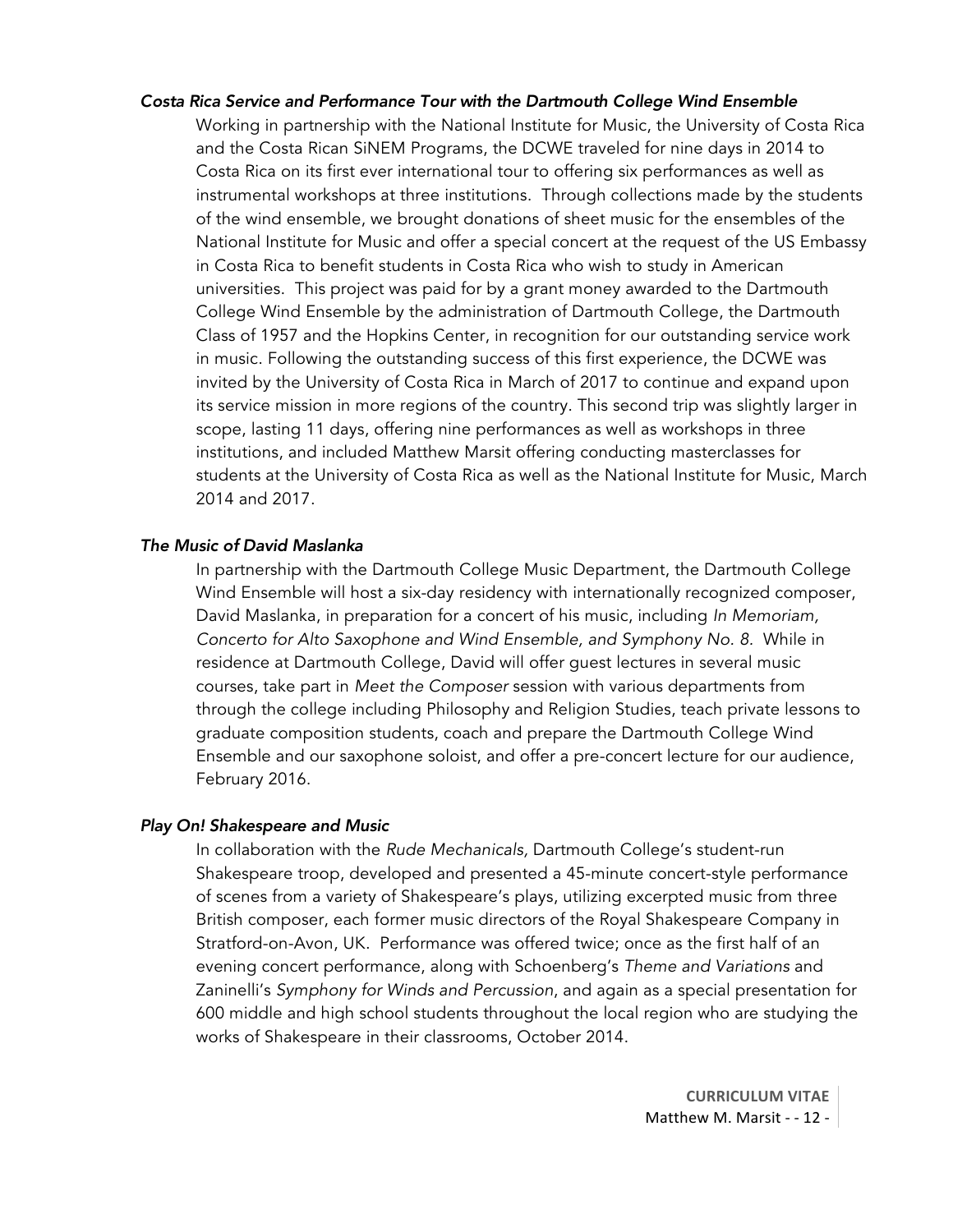### *Costa Rica Service and Performance Tour with the Dartmouth College Wind Ensemble*

Working in partnership with the National Institute for Music, the University of Costa Rica and the Costa Rican SiNEM Programs, the DCWE traveled for nine days in 2014 to Costa Rica on its first ever international tour to offering six performances as well as instrumental workshops at three institutions. Through collections made by the students of the wind ensemble, we brought donations of sheet music for the ensembles of the National Institute for Music and offer a special concert at the request of the US Embassy in Costa Rica to benefit students in Costa Rica who wish to study in American universities. This project was paid for by a grant money awarded to the Dartmouth College Wind Ensemble by the administration of Dartmouth College, the Dartmouth Class of 1957 and the Hopkins Center, in recognition for our outstanding service work in music. Following the outstanding success of this first experience, the DCWE was invited by the University of Costa Rica in March of 2017 to continue and expand upon its service mission in more regions of the country. This second trip was slightly larger in scope, lasting 11 days, offering nine performances as well as workshops in three institutions, and included Matthew Marsit offering conducting masterclasses for students at the University of Costa Rica as well as the National Institute for Music, March 2014 and 2017.

### *The Music of David Maslanka*

In partnership with the Dartmouth College Music Department, the Dartmouth College Wind Ensemble will host a six-day residency with internationally recognized composer, David Maslanka, in preparation for a concert of his music, including *In Memoriam, Concerto for Alto Saxophone and Wind Ensemble, and Symphony No. 8.* While in residence at Dartmouth College, David will offer guest lectures in several music courses, take part in *Meet the Composer* session with various departments from through the college including Philosophy and Religion Studies, teach private lessons to graduate composition students, coach and prepare the Dartmouth College Wind Ensemble and our saxophone soloist, and offer a pre-concert lecture for our audience, February 2016.

### *Play On! Shakespeare and Music*

In collaboration with the *Rude Mechanicals,* Dartmouth College's student-run Shakespeare troop, developed and presented a 45-minute concert-style performance of scenes from a variety of Shakespeare's plays, utilizing excerpted music from three British composer, each former music directors of the Royal Shakespeare Company in Stratford-on-Avon, UK. Performance was offered twice; once as the first half of an evening concert performance, along with Schoenberg's *Theme and Variations* and Zaninelli's *Symphony for Winds and Percussion*, and again as a special presentation for 600 middle and high school students throughout the local region who are studying the works of Shakespeare in their classrooms, October 2014.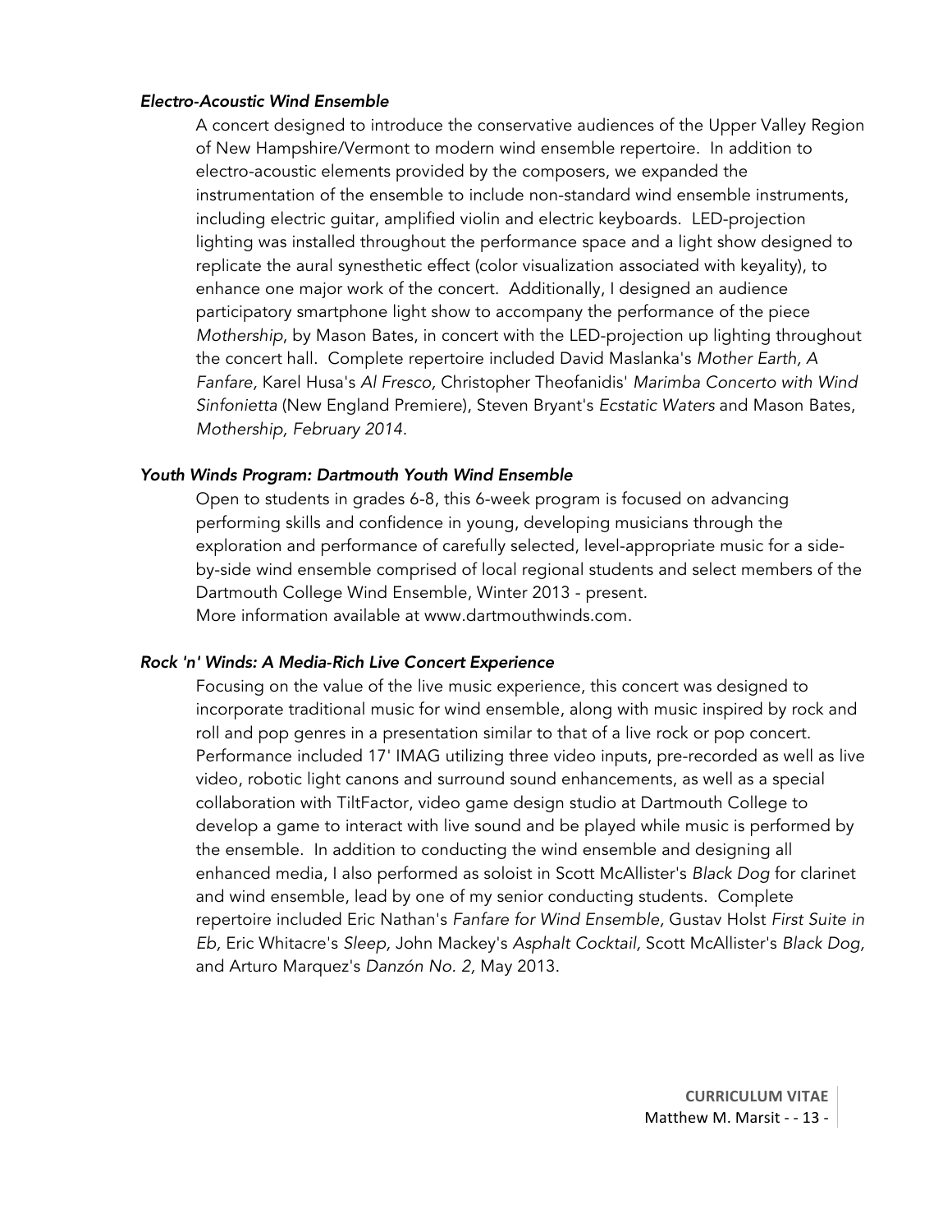### *Electro-Acoustic Wind Ensemble*

A concert designed to introduce the conservative audiences of the Upper Valley Region of New Hampshire/Vermont to modern wind ensemble repertoire. In addition to electro-acoustic elements provided by the composers, we expanded the instrumentation of the ensemble to include non-standard wind ensemble instruments, including electric guitar, amplified violin and electric keyboards. LED-projection lighting was installed throughout the performance space and a light show designed to replicate the aural synesthetic effect (color visualization associated with keyality), to enhance one major work of the concert. Additionally, I designed an audience participatory smartphone light show to accompany the performance of the piece *Mothership*, by Mason Bates, in concert with the LED-projection up lighting throughout the concert hall. Complete repertoire included David Maslanka's *Mother Earth, A Fanfare,* Karel Husa's *Al Fresco,* Christopher Theofanidis' *Marimba Concerto with Wind Sinfonietta* (New England Premiere), Steven Bryant's *Ecstatic Waters* and Mason Bates, *Mothership, February 2014.*

### *Youth Winds Program: Dartmouth Youth Wind Ensemble*

Open to students in grades 6-8, this 6-week program is focused on advancing performing skills and confidence in young, developing musicians through the exploration and performance of carefully selected, level-appropriate music for a side-by-side wind ensemble comprised of local regional students and select members of the Dartmouth College Wind Ensemble, Winter 2013 - present.
More information available at www.dartmouthwinds.com.

### *Rock 'n' Winds: A Media-Rich Live Concert Experience*

Focusing on the value of the live music experience, this concert was designed to incorporate traditional music for wind ensemble, along with music inspired by rock and roll and pop genres in a presentation similar to that of a live rock or pop concert. Performance included 17' IMAG utilizing three video inputs, pre-recorded as well as live video, robotic light canons and surround sound enhancements, as well as a special collaboration with TiltFactor, video game design studio at Dartmouth College to develop a game to interact with live sound and be played while music is performed by the ensemble. In addition to conducting the wind ensemble and designing all enhanced media, I also performed as soloist in Scott McAllister's *Black Dog* for clarinet and wind ensemble, lead by one of my senior conducting students. Complete repertoire included Eric Nathan's *Fanfare for Wind Ensemble*, Gustav Holst *First Suite in Eb,* Eric Whitacre's *Sleep*, John Mackey's *Asphalt Cocktail,* Scott McAllister's *Black Dog,* and Arturo Marquez's *Danzón No. 2,* May 2013.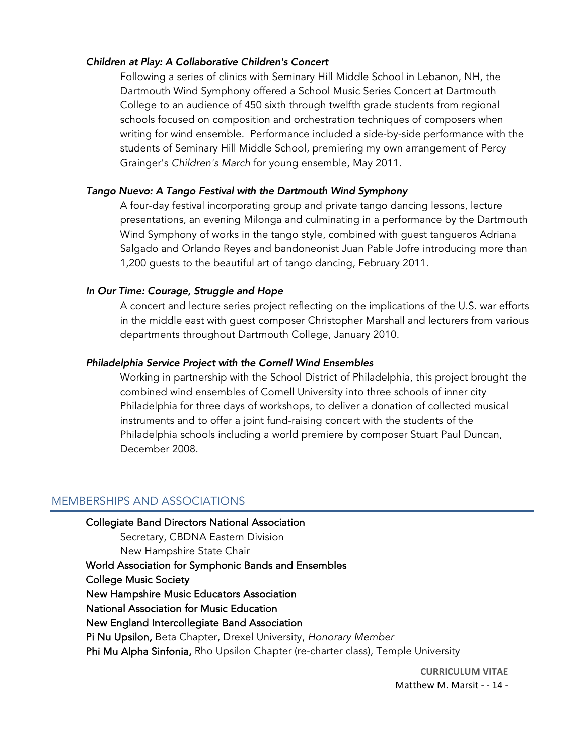### *Children at Play: A Collaborative Children's Concert*

Following a series of clinics with Seminary Hill Middle School in Lebanon, NH, the Dartmouth Wind Symphony offered a School Music Series Concert at Dartmouth College to an audience of 450 sixth through twelfth grade students from regional schools focused on composition and orchestration techniques of composers when writing for wind ensemble. Performance included a side-by-side performance with the students of Seminary Hill Middle School, premiering my own arrangement of Percy Grainger's *Children's March* for young ensemble, May 2011.

### *Tango Nuevo: A Tango Festival with the Dartmouth Wind Symphony*

A four-day festival incorporating group and private tango dancing lessons, lecture presentations, an evening Milonga and culminating in a performance by the Dartmouth Wind Symphony of works in the tango style, combined with guest tangueros Adriana Salgado and Orlando Reyes and bandoneonist Juan Pable Jofre introducing more than 1,200 guests to the beautiful art of tango dancing, February 2011.

### *In Our Time: Courage, Struggle and Hope*

A concert and lecture series project reflecting on the implications of the U.S. war efforts in the middle east with guest composer Christopher Marshall and lecturers from various departments throughout Dartmouth College, January 2010.

### *Philadelphia Service Project with the Cornell Wind Ensembles*

Working in partnership with the School District of Philadelphia, this project brought the combined wind ensembles of Cornell University into three schools of inner city Philadelphia for three days of workshops, to deliver a donation of collected musical instruments and to offer a joint fund-raising concert with the students of the Philadelphia schools including a world premiere by composer Stuart Paul Duncan, December 2008.

## MEMBERSHIPS AND ASSOCIATIONS

**Collegiate Band Directors National Association**
- Secretary, CBDNA Eastern Division
- New Hampshire State Chair

**World Association for Symphonic Bands and Ensembles**

**College Music Society**

**New Hampshire Music Educators Association**

**National Association for Music Education**

**New England Intercollegiate Band Association**

**Pi Nu Upsilon,** Beta Chapter, Drexel University, *Honorary Member*

**Phi Mu Alpha Sinfonia,** Rho Upsilon Chapter (re-charter class), Temple University